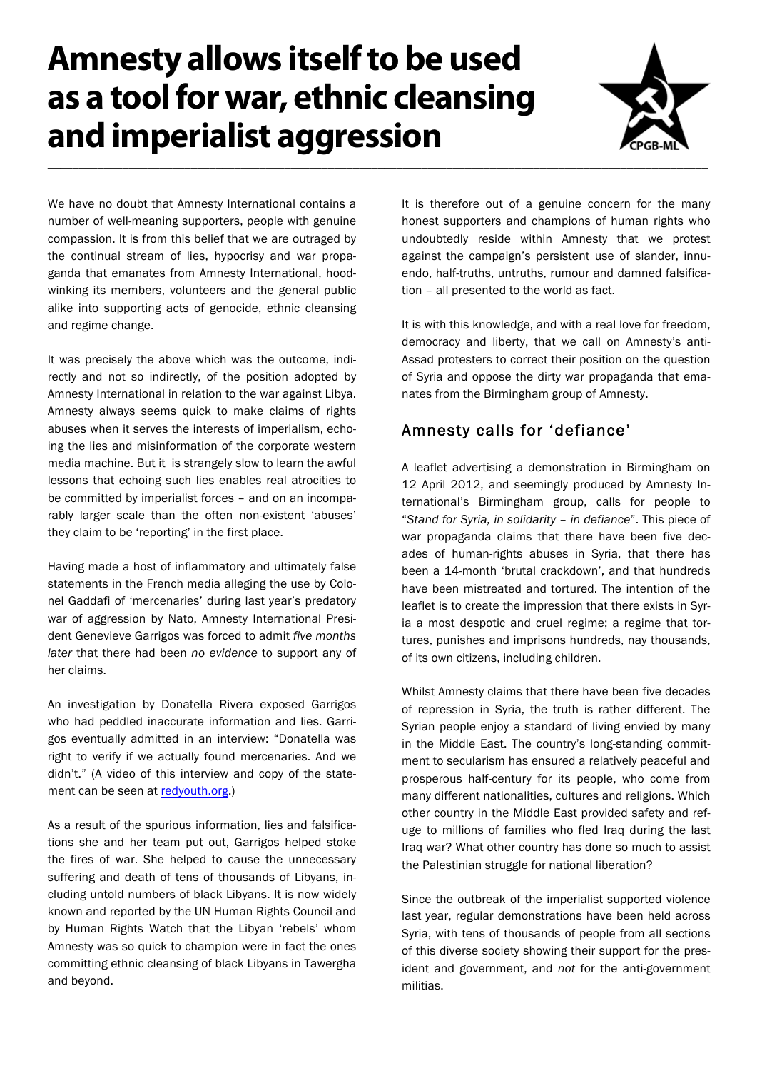# Amnesty allows itself to be used as a tool for war, ethnic cleansing and imperialist aggression

We have no doubt that Amnesty International contains a number of well-meaning supporters, people with genuine compassion. It is from this belief that we are outraged by the continual stream of lies, hypocrisy and war propaganda that emanates from Amnesty International, hoodwinking its members, volunteers and the general public alike into supporting acts of genocide, ethnic cleansing and regime change.

It was precisely the above which was the outcome, indirectly and not so indirectly, of the position adopted by Amnesty International in relation to the war against Libya. Amnesty always seems quick to make claims of rights abuses when it serves the interests of imperialism, echoing the lies and misinformation of the corporate western media machine. But it is strangely slow to learn the awful lessons that echoing such lies enables real atrocities to be committed by imperialist forces – and on an incomparably larger scale than the often non-existent 'abuses' they claim to be 'reporting' in the first place.

Having made a host of inflammatory and ultimately false statements in the French media alleging the use by Colonel Gaddafi of 'mercenaries' during last year's predatory war of aggression by Nato, Amnesty International President Genevieve Garrigos was forced to admit *five months later* that there had been *no evidence* to support any of her claims.

An investigation by Donatella Rivera exposed Garrigos who had peddled inaccurate information and lies. Garrigos eventually admitted in an interview: "Donatella was right to verify if we actually found mercenaries. And we didn't." (A video of this interview and copy of the statement can be seen at redyouth.org.)

As a result of the spurious information, lies and falsifications she and her team put out, Garrigos helped stoke the fires of war. She helped to cause the unnecessary suffering and death of tens of thousands of Libyans, including untold numbers of black Libyans. It is now widely known and reported by the UN Human Rights Council and by Human Rights Watch that the Libyan 'rebels' whom Amnesty was so quick to champion were in fact the ones committing ethnic cleansing of black Libyans in Tawergha and beyond.

It is therefore out of a genuine concern for the many honest supporters and champions of human rights who undoubtedly reside within Amnesty that we protest against the campaign's persistent use of slander, innuendo, half-truths, untruths, rumour and damned falsification – all presented to the world as fact.

It is with this knowledge, and with a real love for freedom, democracy and liberty, that we call on Amnesty's anti-Assad protesters to correct their position on the question of Syria and oppose the dirty war propaganda that emanates from the Birmingham group of Amnesty.

## Amnesty calls for 'defiance'

A leaflet advertising a demonstration in Birmingham on 12 April 2012, and seemingly produced by Amnesty International's Birmingham group, calls for people to "*Stand for Syria, in solidarity – in defiance*". This piece of war propaganda claims that there have been five decades of human-rights abuses in Syria, that there has been a 14-month 'brutal crackdown', and that hundreds have been mistreated and tortured. The intention of the leaflet is to create the impression that there exists in Syria a most despotic and cruel regime; a regime that tortures, punishes and imprisons hundreds, nay thousands, of its own citizens, including children.

Whilst Amnesty claims that there have been five decades of repression in Syria, the truth is rather different. The Syrian people enjoy a standard of living envied by many in the Middle East. The country's long-standing commitment to secularism has ensured a relatively peaceful and prosperous half-century for its people, who come from many different nationalities, cultures and religions. Which other country in the Middle East provided safety and refuge to millions of families who fled Iraq during the last Iraq war? What other country has done so much to assist the Palestinian struggle for national liberation?

Since the outbreak of the imperialist supported violence last year, regular demonstrations have been held across Syria, with tens of thousands of people from all sections of this diverse society showing their support for the president and government, and *not* for the anti-government militias.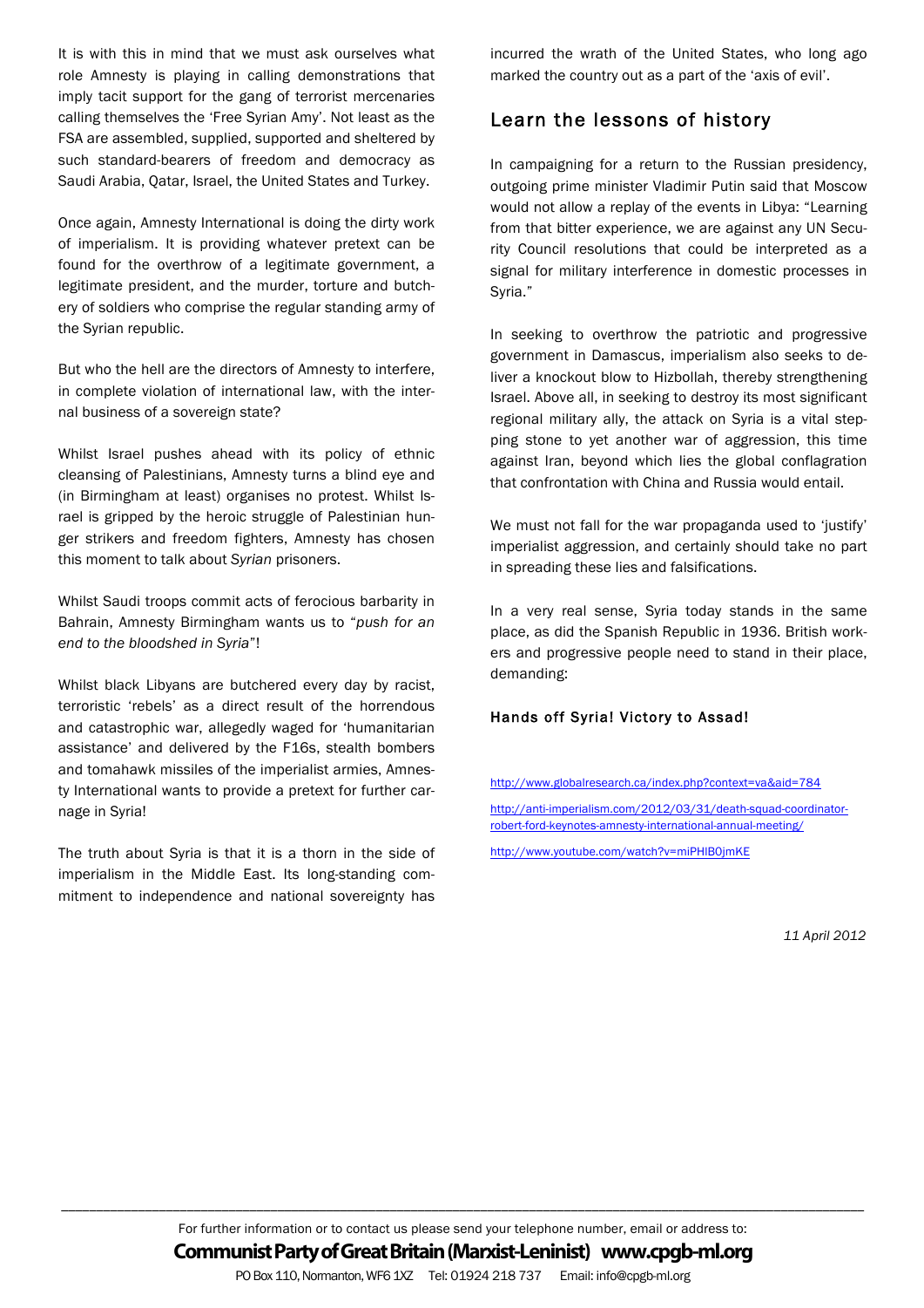It is with this in mind that we must ask ourselves what role Amnesty is playing in calling demonstrations that imply tacit support for the gang of terrorist mercenaries calling themselves the 'Free Syrian Amy'. Not least as the FSA are assembled, supplied, supported and sheltered by such standard-bearers of freedom and democracy as Saudi Arabia, Qatar, Israel, the United States and Turkey.

Once again, Amnesty International is doing the dirty work of imperialism. It is providing whatever pretext can be found for the overthrow of a legitimate government, a legitimate president, and the murder, torture and butchery of soldiers who comprise the regular standing army of the Syrian republic.

But who the hell are the directors of Amnesty to interfere, in complete violation of international law, with the internal business of a sovereign state?

Whilst Israel pushes ahead with its policy of ethnic cleansing of Palestinians, Amnesty turns a blind eye and (in Birmingham at least) organises no protest. Whilst Israel is gripped by the heroic struggle of Palestinian hunger strikers and freedom fighters, Amnesty has chosen this moment to talk about *Syrian* prisoners.

Whilst Saudi troops commit acts of ferocious barbarity in Bahrain, Amnesty Birmingham wants us to "*push for an end to the bloodshed in Syria*"!

Whilst black Libyans are butchered every day by racist, terroristic 'rebels' as a direct result of the horrendous and catastrophic war, allegedly waged for 'humanitarian assistance' and delivered by the F16s, stealth bombers and tomahawk missiles of the imperialist armies, Amnesty International wants to provide a pretext for further carnage in Syria!

The truth about Syria is that it is a thorn in the side of imperialism in the Middle East. Its long-standing commitment to independence and national sovereignty has incurred the wrath of the United States, who long ago marked the country out as a part of the 'axis of evil'.

## Learn the lessons of history

In campaigning for a return to the Russian presidency, outgoing prime minister Vladimir Putin said that Moscow would not allow a replay of the events in Libya: "Learning from that bitter experience, we are against any UN Security Council resolutions that could be interpreted as a signal for military interference in domestic processes in Syria."

In seeking to overthrow the patriotic and progressive government in Damascus, imperialism also seeks to deliver a knockout blow to Hizbollah, thereby strengthening Israel. Above all, in seeking to destroy its most significant regional military ally, the attack on Syria is a vital stepping stone to yet another war of aggression, this time against Iran, beyond which lies the global conflagration that confrontation with China and Russia would entail.

We must not fall for the war propaganda used to 'justify' imperialist aggression, and certainly should take no part in spreading these lies and falsifications.

In a very real sense, Syria today stands in the same place, as did the Spanish Republic in 1936. British workers and progressive people need to stand in their place, demanding:

**Hands off Syria! Victory to Assad!**

http://www.globalresearch.ca/index.php?context=va&aid=784

http://anti-imperialism.com/2012/03/31/death-squad-coordinator-robert-ford-keynotes-amnesty-international-annual-meeting/

http://www.youtube.com/watch?v=miPHIB0jmKE

*11 April 2012*

For further information or to contact us please send your telephone number, email or address to:

**Communist Party of Great Britain (Marxist-Leninist) www.cpgb-ml.org**

PO Box 110, Normanton, WF6 1XZ Tel: 01924 218 737 Email: info@cpgb-ml.org